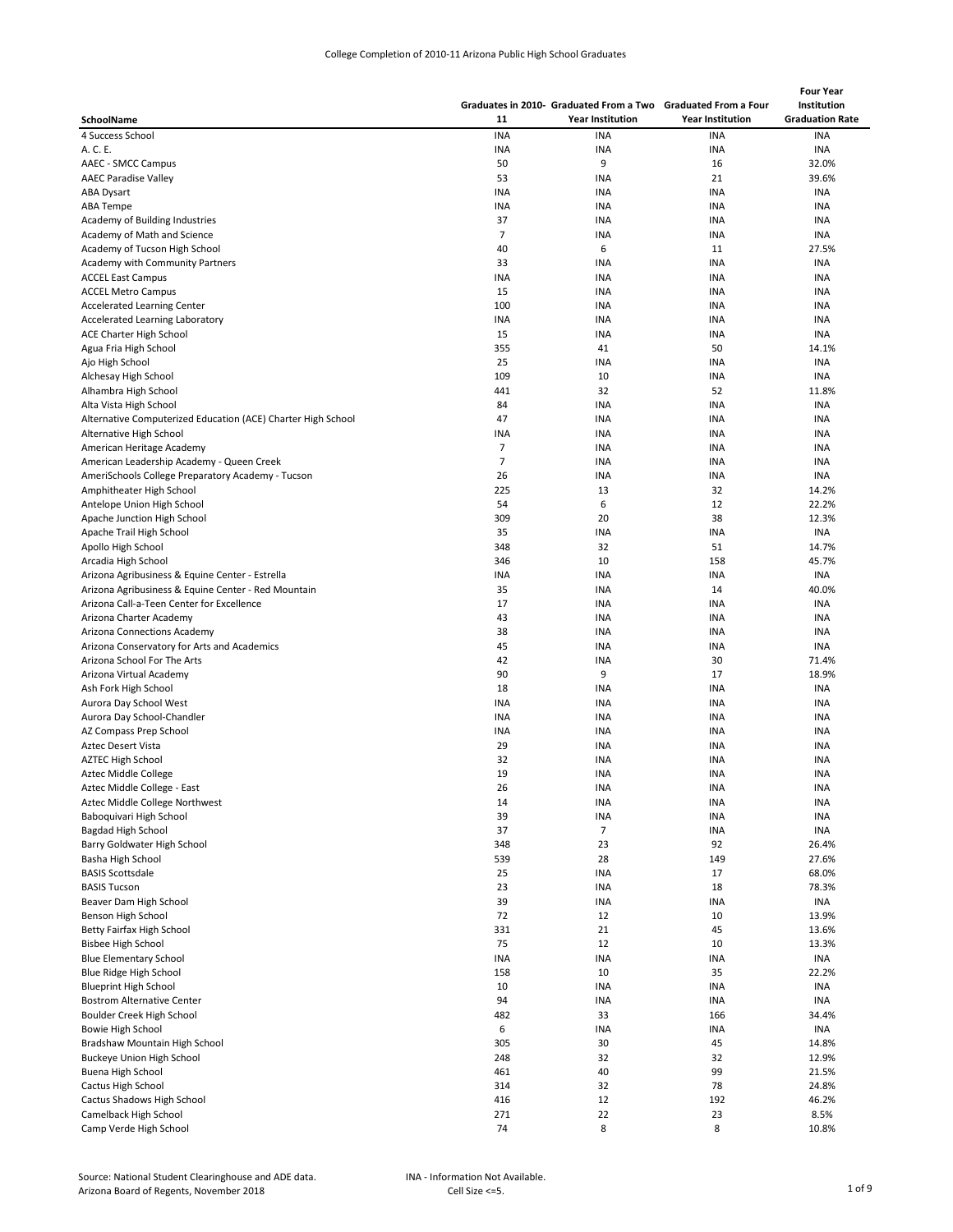| SchoolName | Graduates in 2010-11 | Graduated From a Two Year Institution | Graduated From a Four Year Institution | Four Year Institution Graduation Rate |
|---|---|---|---|---|
| 4 Success School | INA | INA | INA | INA |
| A. C. E. | INA | INA | INA | INA |
| AAEC - SMCC Campus | 50 | 9 | 16 | 32.0% |
| AAEC Paradise Valley | 53 | INA | 21 | 39.6% |
| ABA Dysart | INA | INA | INA | INA |
| ABA Tempe | INA | INA | INA | INA |
| Academy of Building Industries | 37 | INA | INA | INA |
| Academy of Math and Science | 7 | INA | INA | INA |
| Academy of Tucson High School | 40 | 6 | 11 | 27.5% |
| Academy with Community Partners | 33 | INA | INA | INA |
| ACCEL East Campus | INA | INA | INA | INA |
| ACCEL Metro Campus | 15 | INA | INA | INA |
| Accelerated Learning Center | 100 | INA | INA | INA |
| Accelerated Learning Laboratory | INA | INA | INA | INA |
| ACE Charter High School | 15 | INA | INA | INA |
| Agua Fria High School | 355 | 41 | 50 | 14.1% |
| Ajo High School | 25 | INA | INA | INA |
| Alchesay High School | 109 | 10 | INA | INA |
| Alhambra High School | 441 | 32 | 52 | 11.8% |
| Alta Vista High School | 84 | INA | INA | INA |
| Alternative Computerized Education (ACE) Charter High School | 47 | INA | INA | INA |
| Alternative High School | INA | INA | INA | INA |
| American Heritage Academy | 7 | INA | INA | INA |
| American Leadership Academy - Queen Creek | 7 | INA | INA | INA |
| AmeriSchools College Preparatory Academy - Tucson | 26 | INA | INA | INA |
| Amphitheater High School | 225 | 13 | 32 | 14.2% |
| Antelope Union High School | 54 | 6 | 12 | 22.2% |
| Apache Junction High School | 309 | 20 | 38 | 12.3% |
| Apache Trail High School | 35 | INA | INA | INA |
| Apollo High School | 348 | 32 | 51 | 14.7% |
| Arcadia High School | 346 | 10 | 158 | 45.7% |
| Arizona Agribusiness & Equine Center - Estrella | INA | INA | INA | INA |
| Arizona Agribusiness & Equine Center - Red Mountain | 35 | INA | 14 | 40.0% |
| Arizona Call-a-Teen Center for Excellence | 17 | INA | INA | INA |
| Arizona Charter Academy | 43 | INA | INA | INA |
| Arizona Connections Academy | 38 | INA | INA | INA |
| Arizona Conservatory for Arts and Academics | 45 | INA | INA | INA |
| Arizona School For The Arts | 42 | INA | 30 | 71.4% |
| Arizona Virtual Academy | 90 | 9 | 17 | 18.9% |
| Ash Fork High School | 18 | INA | INA | INA |
| Aurora Day School West | INA | INA | INA | INA |
| Aurora Day School-Chandler | INA | INA | INA | INA |
| AZ Compass Prep School | INA | INA | INA | INA |
| Aztec Desert Vista | 29 | INA | INA | INA |
| AZTEC High School | 32 | INA | INA | INA |
| Aztec Middle College | 19 | INA | INA | INA |
| Aztec Middle College - East | 26 | INA | INA | INA |
| Aztec Middle College Northwest | 14 | INA | INA | INA |
| Baboquivari High School | 39 | INA | INA | INA |
| Bagdad High School | 37 | 7 | INA | INA |
| Barry Goldwater High School | 348 | 23 | 92 | 26.4% |
| Basha High School | 539 | 28 | 149 | 27.6% |
| BASIS Scottsdale | 25 | INA | 17 | 68.0% |
| BASIS Tucson | 23 | INA | 18 | 78.3% |
| Beaver Dam High School | 39 | INA | INA | INA |
| Benson High School | 72 | 12 | 10 | 13.9% |
| Betty Fairfax High School | 331 | 21 | 45 | 13.6% |
| Bisbee High School | 75 | 12 | 10 | 13.3% |
| Blue Elementary School | INA | INA | INA | INA |
| Blue Ridge High School | 158 | 10 | 35 | 22.2% |
| Blueprint High School | 10 | INA | INA | INA |
| Bostrom Alternative Center | 94 | INA | INA | INA |
| Boulder Creek High School | 482 | 33 | 166 | 34.4% |
| Bowie High School | 6 | INA | INA | INA |
| Bradshaw Mountain High School | 305 | 30 | 45 | 14.8% |
| Buckeye Union High School | 248 | 32 | 32 | 12.9% |
| Buena High School | 461 | 40 | 99 | 21.5% |
| Cactus High School | 314 | 32 | 78 | 24.8% |
| Cactus Shadows High School | 416 | 12 | 192 | 46.2% |
| Camelback High School | 271 | 22 | 23 | 8.5% |
| Camp Verde High School | 74 | 8 | 8 | 10.8% |

Source: National Student Clearinghouse and ADE data.
Arizona Board of Regents, November 2018

INA - Information Not Available.
Cell Size <=5.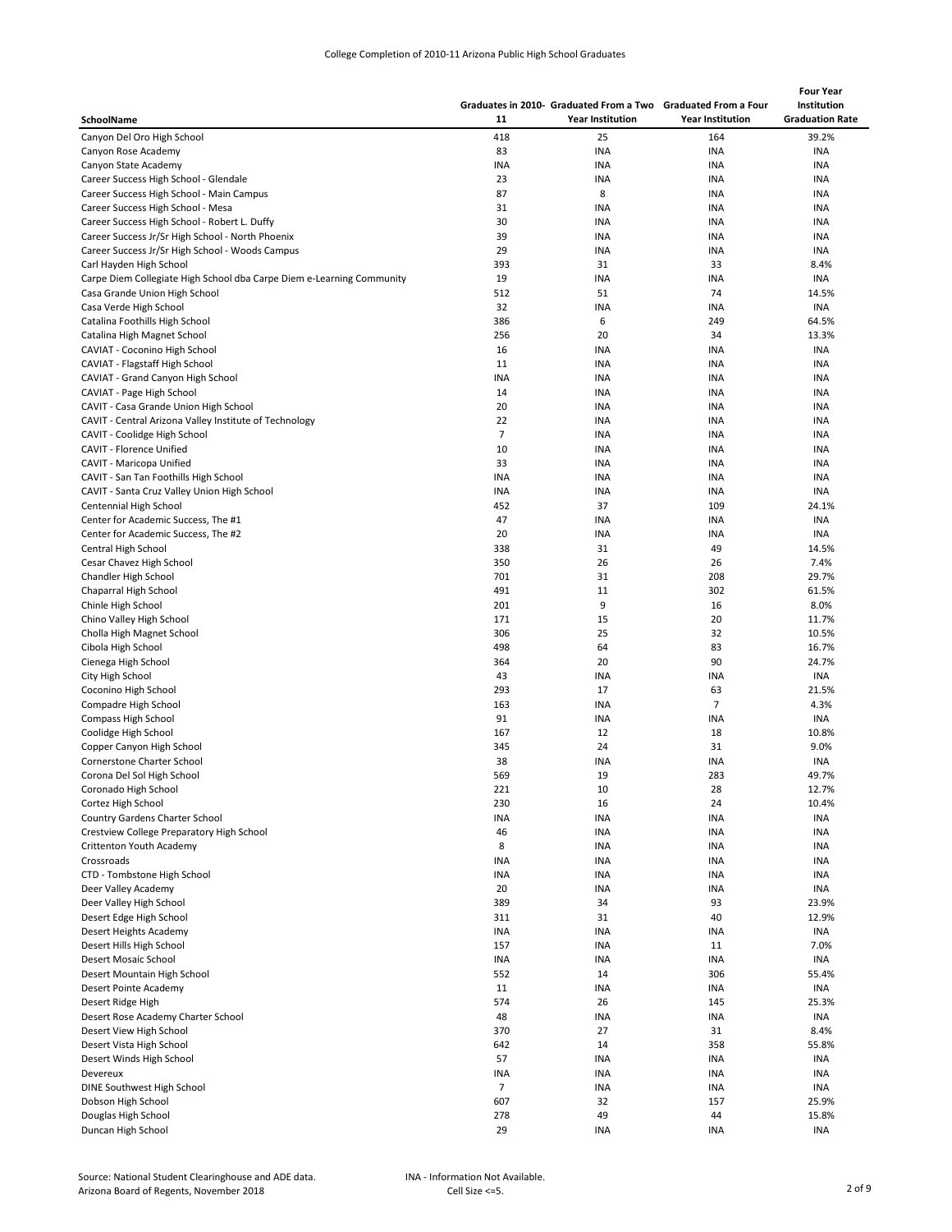# College Completion of 2010-11 Arizona Public High School Graduates

| SchoolName | Graduates in 2010-11 | Graduated From a Two Year Institution | Graduated From a Four Year Institution | Four Year Institution Graduation Rate |
|---|---|---|---|---|
| Canyon Del Oro High School | 418 | 25 | 164 | 39.2% |
| Canyon Rose Academy | 83 | INA | INA | INA |
| Canyon State Academy | INA | INA | INA | INA |
| Career Success High School - Glendale | 23 | INA | INA | INA |
| Career Success High School - Main Campus | 87 | 8 | INA | INA |
| Career Success High School - Mesa | 31 | INA | INA | INA |
| Career Success High School - Robert L. Duffy | 30 | INA | INA | INA |
| Career Success Jr/Sr High School - North Phoenix | 39 | INA | INA | INA |
| Career Success Jr/Sr High School - Woods Campus | 29 | INA | INA | INA |
| Carl Hayden High School | 393 | 31 | 33 | 8.4% |
| Carpe Diem Collegiate High School dba Carpe Diem e-Learning Community | 19 | INA | INA | INA |
| Casa Grande Union High School | 512 | 51 | 74 | 14.5% |
| Casa Verde High School | 32 | INA | INA | INA |
| Catalina Foothills High School | 386 | 6 | 249 | 64.5% |
| Catalina High Magnet School | 256 | 20 | 34 | 13.3% |
| CAVIAT - Coconino High School | 16 | INA | INA | INA |
| CAVIAT - Flagstaff High School | 11 | INA | INA | INA |
| CAVIAT - Grand Canyon High School | INA | INA | INA | INA |
| CAVIAT - Page High School | 14 | INA | INA | INA |
| CAVIT - Casa Grande Union High School | 20 | INA | INA | INA |
| CAVIT - Central Arizona Valley Institute of Technology | 22 | INA | INA | INA |
| CAVIT - Coolidge High School | 7 | INA | INA | INA |
| CAVIT - Florence Unified | 10 | INA | INA | INA |
| CAVIT - Maricopa Unified | 33 | INA | INA | INA |
| CAVIT - San Tan Foothills High School | INA | INA | INA | INA |
| CAVIT - Santa Cruz Valley Union High School | INA | INA | INA | INA |
| Centennial High School | 452 | 37 | 109 | 24.1% |
| Center for Academic Success, The #1 | 47 | INA | INA | INA |
| Center for Academic Success, The #2 | 20 | INA | INA | INA |
| Central High School | 338 | 31 | 49 | 14.5% |
| Cesar Chavez High School | 350 | 26 | 26 | 7.4% |
| Chandler High School | 701 | 31 | 208 | 29.7% |
| Chaparral High School | 491 | 11 | 302 | 61.5% |
| Chinle High School | 201 | 9 | 16 | 8.0% |
| Chino Valley High School | 171 | 15 | 20 | 11.7% |
| Cholla High Magnet School | 306 | 25 | 32 | 10.5% |
| Cibola High School | 498 | 64 | 83 | 16.7% |
| Cienega High School | 364 | 20 | 90 | 24.7% |
| City High School | 43 | INA | INA | INA |
| Coconino High School | 293 | 17 | 63 | 21.5% |
| Compadre High School | 163 | INA | 7 | 4.3% |
| Compass High School | 91 | INA | INA | INA |
| Coolidge High School | 167 | 12 | 18 | 10.8% |
| Copper Canyon High School | 345 | 24 | 31 | 9.0% |
| Cornerstone Charter School | 38 | INA | INA | INA |
| Corona Del Sol High School | 569 | 19 | 283 | 49.7% |
| Coronado High School | 221 | 10 | 28 | 12.7% |
| Cortez High School | 230 | 16 | 24 | 10.4% |
| Country Gardens Charter School | INA | INA | INA | INA |
| Crestview College Preparatory High School | 46 | INA | INA | INA |
| Crittenton Youth Academy | 8 | INA | INA | INA |
| Crossroads | INA | INA | INA | INA |
| CTD - Tombstone High School | INA | INA | INA | INA |
| Deer Valley Academy | 20 | INA | INA | INA |
| Deer Valley High School | 389 | 34 | 93 | 23.9% |
| Desert Edge High School | 311 | 31 | 40 | 12.9% |
| Desert Heights Academy | INA | INA | INA | INA |
| Desert Hills High School | 157 | INA | 11 | 7.0% |
| Desert Mosaic School | INA | INA | INA | INA |
| Desert Mountain High School | 552 | 14 | 306 | 55.4% |
| Desert Pointe Academy | 11 | INA | INA | INA |
| Desert Ridge High | 574 | 26 | 145 | 25.3% |
| Desert Rose Academy Charter School | 48 | INA | INA | INA |
| Desert View High School | 370 | 27 | 31 | 8.4% |
| Desert Vista High School | 642 | 14 | 358 | 55.8% |
| Desert Winds High School | 57 | INA | INA | INA |
| Devereux | INA | INA | INA | INA |
| DINE Southwest High School | 7 | INA | INA | INA |
| Dobson High School | 607 | 32 | 157 | 25.9% |
| Douglas High School | 278 | 49 | 44 | 15.8% |
| Duncan High School | 29 | INA | INA | INA |

Source: National Student Clearinghouse and ADE data.
Arizona Board of Regents, November 2018

INA - Information Not Available.
Cell Size <=5.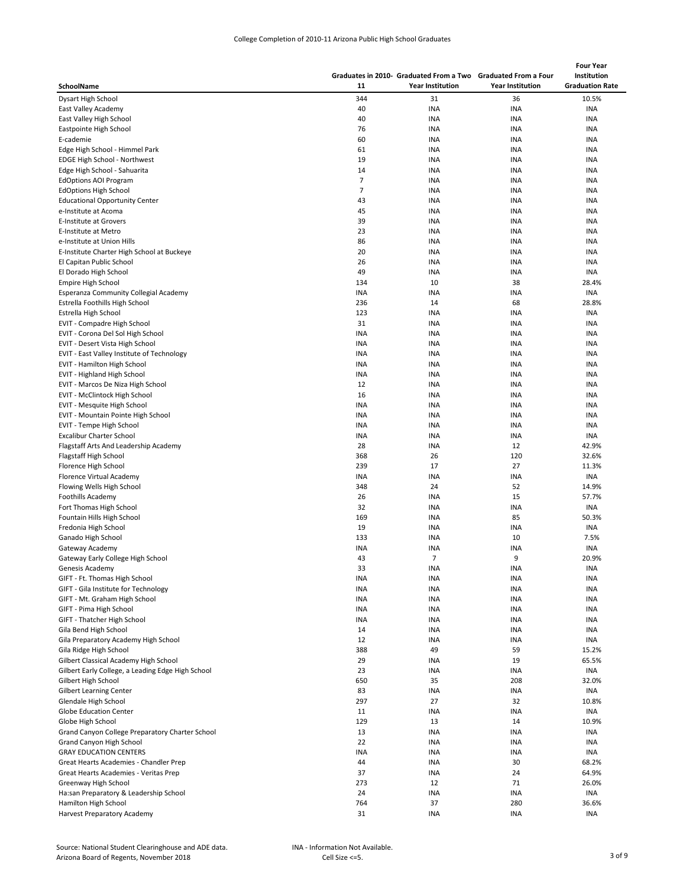| SchoolName | Graduates in 2010-11 | Graduated From a Two Year Institution | Graduated From a Four Year Institution | Four Year Institution Graduation Rate |
|---|---|---|---|---|
| Dysart High School | 344 | 31 | 36 | 10.5% |
| East Valley Academy | 40 | INA | INA | INA |
| East Valley High School | 40 | INA | INA | INA |
| Eastpointe High School | 76 | INA | INA | INA |
| E-cademie | 60 | INA | INA | INA |
| Edge High School - Himmel Park | 61 | INA | INA | INA |
| EDGE High School - Northwest | 19 | INA | INA | INA |
| Edge High School - Sahuarita | 14 | INA | INA | INA |
| EdOptions AOI Program | 7 | INA | INA | INA |
| EdOptions High School | 7 | INA | INA | INA |
| Educational Opportunity Center | 43 | INA | INA | INA |
| e-Institute at Acoma | 45 | INA | INA | INA |
| E-Institute at Grovers | 39 | INA | INA | INA |
| E-Institute at Metro | 23 | INA | INA | INA |
| e-Institute at Union Hills | 86 | INA | INA | INA |
| E-Institute Charter High School at Buckeye | 20 | INA | INA | INA |
| El Capitan Public School | 26 | INA | INA | INA |
| El Dorado High School | 49 | INA | INA | INA |
| Empire High School | 134 | 10 | 38 | 28.4% |
| Esperanza Community Collegial Academy | INA | INA | INA | INA |
| Estrella Foothills High School | 236 | 14 | 68 | 28.8% |
| Estrella High School | 123 | INA | INA | INA |
| EVIT - Compadre High School | 31 | INA | INA | INA |
| EVIT - Corona Del Sol High School | INA | INA | INA | INA |
| EVIT - Desert Vista High School | INA | INA | INA | INA |
| EVIT - East Valley Institute of Technology | INA | INA | INA | INA |
| EVIT - Hamilton High School | INA | INA | INA | INA |
| EVIT - Highland High School | INA | INA | INA | INA |
| EVIT - Marcos De Niza High School | 12 | INA | INA | INA |
| EVIT - McClintock High School | 16 | INA | INA | INA |
| EVIT - Mesquite High School | INA | INA | INA | INA |
| EVIT - Mountain Pointe High School | INA | INA | INA | INA |
| EVIT - Tempe High School | INA | INA | INA | INA |
| Excalibur Charter School | INA | INA | INA | INA |
| Flagstaff Arts And Leadership Academy | 28 | INA | 12 | 42.9% |
| Flagstaff High School | 368 | 26 | 120 | 32.6% |
| Florence High School | 239 | 17 | 27 | 11.3% |
| Florence Virtual Academy | INA | INA | INA | INA |
| Flowing Wells High School | 348 | 24 | 52 | 14.9% |
| Foothills Academy | 26 | INA | 15 | 57.7% |
| Fort Thomas High School | 32 | INA | INA | INA |
| Fountain Hills High School | 169 | INA | 85 | 50.3% |
| Fredonia High School | 19 | INA | INA | INA |
| Ganado High School | 133 | INA | 10 | 7.5% |
| Gateway Academy | INA | INA | INA | INA |
| Gateway Early College High School | 43 | 7 | 9 | 20.9% |
| Genesis Academy | 33 | INA | INA | INA |
| GIFT - Ft. Thomas High School | INA | INA | INA | INA |
| GIFT - Gila Institute for Technology | INA | INA | INA | INA |
| GIFT - Mt. Graham High School | INA | INA | INA | INA |
| GIFT - Pima High School | INA | INA | INA | INA |
| GIFT - Thatcher High School | INA | INA | INA | INA |
| Gila Bend High School | 14 | INA | INA | INA |
| Gila Preparatory Academy High School | 12 | INA | INA | INA |
| Gila Ridge High School | 388 | 49 | 59 | 15.2% |
| Gilbert Classical Academy High School | 29 | INA | 19 | 65.5% |
| Gilbert Early College, a Leading Edge High School | 23 | INA | INA | INA |
| Gilbert High School | 650 | 35 | 208 | 32.0% |
| Gilbert Learning Center | 83 | INA | INA | INA |
| Glendale High School | 297 | 27 | 32 | 10.8% |
| Globe Education Center | 11 | INA | INA | INA |
| Globe High School | 129 | 13 | 14 | 10.9% |
| Grand Canyon College Preparatory Charter School | 13 | INA | INA | INA |
| Grand Canyon High School | 22 | INA | INA | INA |
| GRAY EDUCATION CENTERS | INA | INA | INA | INA |
| Great Hearts Academies - Chandler Prep | 44 | INA | 30 | 68.2% |
| Great Hearts Academies - Veritas Prep | 37 | INA | 24 | 64.9% |
| Greenway High School | 273 | 12 | 71 | 26.0% |
| Ha:san Preparatory & Leadership School | 24 | INA | INA | INA |
| Hamilton High School | 764 | 37 | 280 | 36.6% |
| Harvest Preparatory Academy | 31 | INA | INA | INA |

Source: National Student Clearinghouse and ADE data.
Arizona Board of Regents, November 2018

INA - Information Not Available.
Cell Size <=5.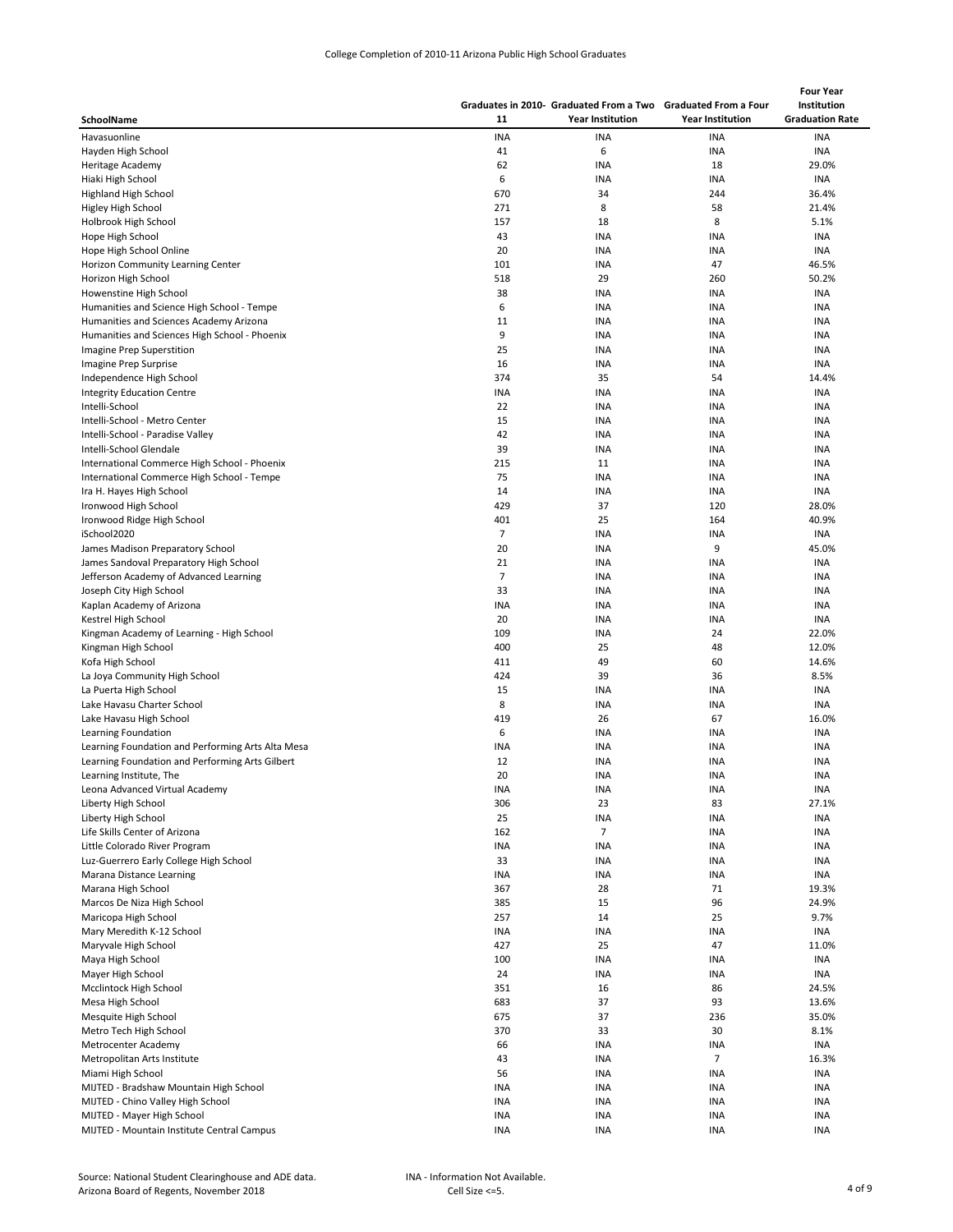College Completion of 2010-11 Arizona Public High School Graduates

| SchoolName | Graduates in 2010-11 | Graduated From a Two Year Institution | Graduated From a Four Year Institution | Four Year Institution Graduation Rate |
|---|---|---|---|---|
| Havasuonline | INA | INA | INA | INA |
| Hayden High School | 41 | 6 | INA | INA |
| Heritage Academy | 62 | INA | 18 | 29.0% |
| Hiaki High School | 6 | INA | INA | INA |
| Highland High School | 670 | 34 | 244 | 36.4% |
| Higley High School | 271 | 8 | 58 | 21.4% |
| Holbrook High School | 157 | 18 | 8 | 5.1% |
| Hope High School | 43 | INA | INA | INA |
| Hope High School Online | 20 | INA | INA | INA |
| Horizon Community Learning Center | 101 | INA | 47 | 46.5% |
| Horizon High School | 518 | 29 | 260 | 50.2% |
| Howenstine High School | 38 | INA | INA | INA |
| Humanities and Science High School - Tempe | 6 | INA | INA | INA |
| Humanities and Sciences Academy Arizona | 11 | INA | INA | INA |
| Humanities and Sciences High School - Phoenix | 9 | INA | INA | INA |
| Imagine Prep Superstition | 25 | INA | INA | INA |
| Imagine Prep Surprise | 16 | INA | INA | INA |
| Independence High School | 374 | 35 | 54 | 14.4% |
| Integrity Education Centre | INA | INA | INA | INA |
| Intelli-School | 22 | INA | INA | INA |
| Intelli-School - Metro Center | 15 | INA | INA | INA |
| Intelli-School - Paradise Valley | 42 | INA | INA | INA |
| Intelli-School Glendale | 39 | INA | INA | INA |
| International Commerce High School - Phoenix | 215 | 11 | INA | INA |
| International Commerce High School - Tempe | 75 | INA | INA | INA |
| Ira H. Hayes High School | 14 | INA | INA | INA |
| Ironwood High School | 429 | 37 | 120 | 28.0% |
| Ironwood Ridge High School | 401 | 25 | 164 | 40.9% |
| iSchool2020 | 7 | INA | INA | INA |
| James Madison Preparatory School | 20 | INA | 9 | 45.0% |
| James Sandoval Preparatory High School | 21 | INA | INA | INA |
| Jefferson Academy of Advanced Learning | 7 | INA | INA | INA |
| Joseph City High School | 33 | INA | INA | INA |
| Kaplan Academy of Arizona | INA | INA | INA | INA |
| Kestrel High School | 20 | INA | INA | INA |
| Kingman Academy of Learning - High School | 109 | INA | 24 | 22.0% |
| Kingman High School | 400 | 25 | 48 | 12.0% |
| Kofa High School | 411 | 49 | 60 | 14.6% |
| La Joya Community High School | 424 | 39 | 36 | 8.5% |
| La Puerta High School | 15 | INA | INA | INA |
| Lake Havasu Charter School | 8 | INA | INA | INA |
| Lake Havasu High School | 419 | 26 | 67 | 16.0% |
| Learning Foundation | 6 | INA | INA | INA |
| Learning Foundation and Performing Arts Alta Mesa | INA | INA | INA | INA |
| Learning Foundation and Performing Arts Gilbert | 12 | INA | INA | INA |
| Learning Institute, The | 20 | INA | INA | INA |
| Leona Advanced Virtual Academy | INA | INA | INA | INA |
| Liberty High School | 306 | 23 | 83 | 27.1% |
| Liberty High School | 25 | INA | INA | INA |
| Life Skills Center of Arizona | 162 | 7 | INA | INA |
| Little Colorado River Program | INA | INA | INA | INA |
| Luz-Guerrero Early College High School | 33 | INA | INA | INA |
| Marana Distance Learning | INA | INA | INA | INA |
| Marana High School | 367 | 28 | 71 | 19.3% |
| Marcos De Niza High School | 385 | 15 | 96 | 24.9% |
| Maricopa High School | 257 | 14 | 25 | 9.7% |
| Mary Meredith K-12 School | INA | INA | INA | INA |
| Maryvale High School | 427 | 25 | 47 | 11.0% |
| Maya High School | 100 | INA | INA | INA |
| Mayer High School | 24 | INA | INA | INA |
| Mcclintock High School | 351 | 16 | 86 | 24.5% |
| Mesa High School | 683 | 37 | 93 | 13.6% |
| Mesquite High School | 675 | 37 | 236 | 35.0% |
| Metro Tech High School | 370 | 33 | 30 | 8.1% |
| Metrocenter Academy | 66 | INA | INA | INA |
| Metropolitan Arts Institute | 43 | INA | 7 | 16.3% |
| Miami High School | 56 | INA | INA | INA |
| MIJTED - Bradshaw Mountain High School | INA | INA | INA | INA |
| MIJTED - Chino Valley High School | INA | INA | INA | INA |
| MIJTED - Mayer High School | INA | INA | INA | INA |
| MIJTED - Mountain Institute Central Campus | INA | INA | INA | INA |

Source: National Student Clearinghouse and ADE data.
Arizona Board of Regents, November 2018

INA - Information Not Available.
Cell Size <=5.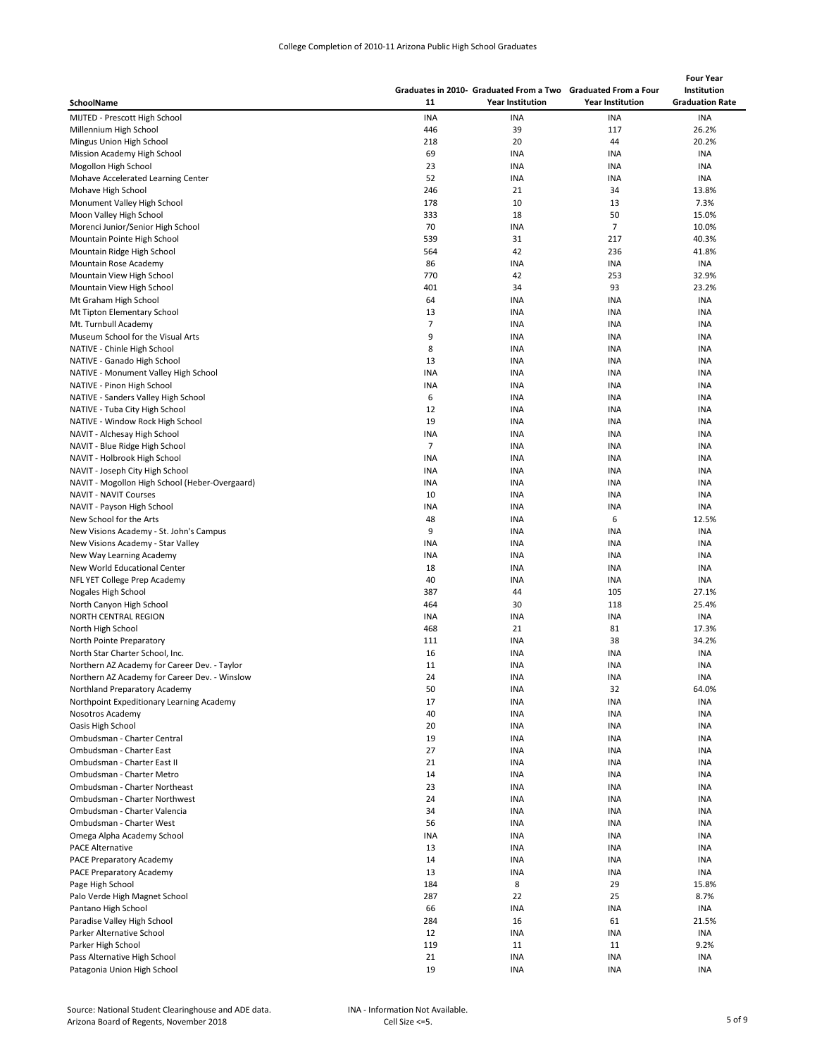College Completion of 2010-11 Arizona Public High School Graduates

| SchoolName | Graduates in 2010-11 | Graduated From a Two Year Institution | Graduated From a Four Year Institution | Four Year Institution Graduation Rate |
|---|---|---|---|---|
| MIJTED - Prescott High School | INA | INA | INA | INA |
| Millennium High School | 446 | 39 | 117 | 26.2% |
| Mingus Union High School | 218 | 20 | 44 | 20.2% |
| Mission Academy High School | 69 | INA | INA | INA |
| Mogollon High School | 23 | INA | INA | INA |
| Mohave Accelerated Learning Center | 52 | INA | INA | INA |
| Mohave High School | 246 | 21 | 34 | 13.8% |
| Monument Valley High School | 178 | 10 | 13 | 7.3% |
| Moon Valley High School | 333 | 18 | 50 | 15.0% |
| Morenci Junior/Senior High School | 70 | INA | 7 | 10.0% |
| Mountain Pointe High School | 539 | 31 | 217 | 40.3% |
| Mountain Ridge High School | 564 | 42 | 236 | 41.8% |
| Mountain Rose Academy | 86 | INA | INA | INA |
| Mountain View High School | 770 | 42 | 253 | 32.9% |
| Mountain View High School | 401 | 34 | 93 | 23.2% |
| Mt Graham High School | 64 | INA | INA | INA |
| Mt Tipton Elementary School | 13 | INA | INA | INA |
| Mt. Turnbull Academy | 7 | INA | INA | INA |
| Museum School for the Visual Arts | 9 | INA | INA | INA |
| NATIVE - Chinle High School | 8 | INA | INA | INA |
| NATIVE - Ganado High School | 13 | INA | INA | INA |
| NATIVE - Monument Valley High School | INA | INA | INA | INA |
| NATIVE - Pinon High School | INA | INA | INA | INA |
| NATIVE - Sanders Valley High School | 6 | INA | INA | INA |
| NATIVE - Tuba City High School | 12 | INA | INA | INA |
| NATIVE - Window Rock High School | 19 | INA | INA | INA |
| NAVIT - Alchesay High School | INA | INA | INA | INA |
| NAVIT - Blue Ridge High School | 7 | INA | INA | INA |
| NAVIT - Holbrook High School | INA | INA | INA | INA |
| NAVIT - Joseph City High School | INA | INA | INA | INA |
| NAVIT - Mogollon High School (Heber-Overgaard) | INA | INA | INA | INA |
| NAVIT - NAVIT Courses | 10 | INA | INA | INA |
| NAVIT - Payson High School | INA | INA | INA | INA |
| New School for the Arts | 48 | INA | 6 | 12.5% |
| New Visions Academy - St. John's Campus | 9 | INA | INA | INA |
| New Visions Academy - Star Valley | INA | INA | INA | INA |
| New Way Learning Academy | INA | INA | INA | INA |
| New World Educational Center | 18 | INA | INA | INA |
| NFL YET College Prep Academy | 40 | INA | INA | INA |
| Nogales High School | 387 | 44 | 105 | 27.1% |
| North Canyon High School | 464 | 30 | 118 | 25.4% |
| NORTH CENTRAL REGION | INA | INA | INA | INA |
| North High School | 468 | 21 | 81 | 17.3% |
| North Pointe Preparatory | 111 | INA | 38 | 34.2% |
| North Star Charter School, Inc. | 16 | INA | INA | INA |
| Northern AZ Academy for Career Dev. - Taylor | 11 | INA | INA | INA |
| Northern AZ Academy for Career Dev. - Winslow | 24 | INA | INA | INA |
| Northland Preparatory Academy | 50 | INA | 32 | 64.0% |
| Northpoint Expeditionary Learning Academy | 17 | INA | INA | INA |
| Nosotros Academy | 40 | INA | INA | INA |
| Oasis High School | 20 | INA | INA | INA |
| Ombudsman - Charter Central | 19 | INA | INA | INA |
| Ombudsman - Charter East | 27 | INA | INA | INA |
| Ombudsman - Charter East II | 21 | INA | INA | INA |
| Ombudsman - Charter Metro | 14 | INA | INA | INA |
| Ombudsman - Charter Northeast | 23 | INA | INA | INA |
| Ombudsman - Charter Northwest | 24 | INA | INA | INA |
| Ombudsman - Charter Valencia | 34 | INA | INA | INA |
| Ombudsman - Charter West | 56 | INA | INA | INA |
| Omega Alpha Academy School | INA | INA | INA | INA |
| PACE Alternative | 13 | INA | INA | INA |
| PACE Preparatory Academy | 14 | INA | INA | INA |
| PACE Preparatory Academy | 13 | INA | INA | INA |
| Page High School | 184 | 8 | 29 | 15.8% |
| Palo Verde High Magnet School | 287 | 22 | 25 | 8.7% |
| Pantano High School | 66 | INA | INA | INA |
| Paradise Valley High School | 284 | 16 | 61 | 21.5% |
| Parker Alternative School | 12 | INA | INA | INA |
| Parker High School | 119 | 11 | 11 | 9.2% |
| Pass Alternative High School | 21 | INA | INA | INA |
| Patagonia Union High School | 19 | INA | INA | INA |

Source: National Student Clearinghouse and ADE data.
Arizona Board of Regents, November 2018

INA - Information Not Available.
Cell Size <=5.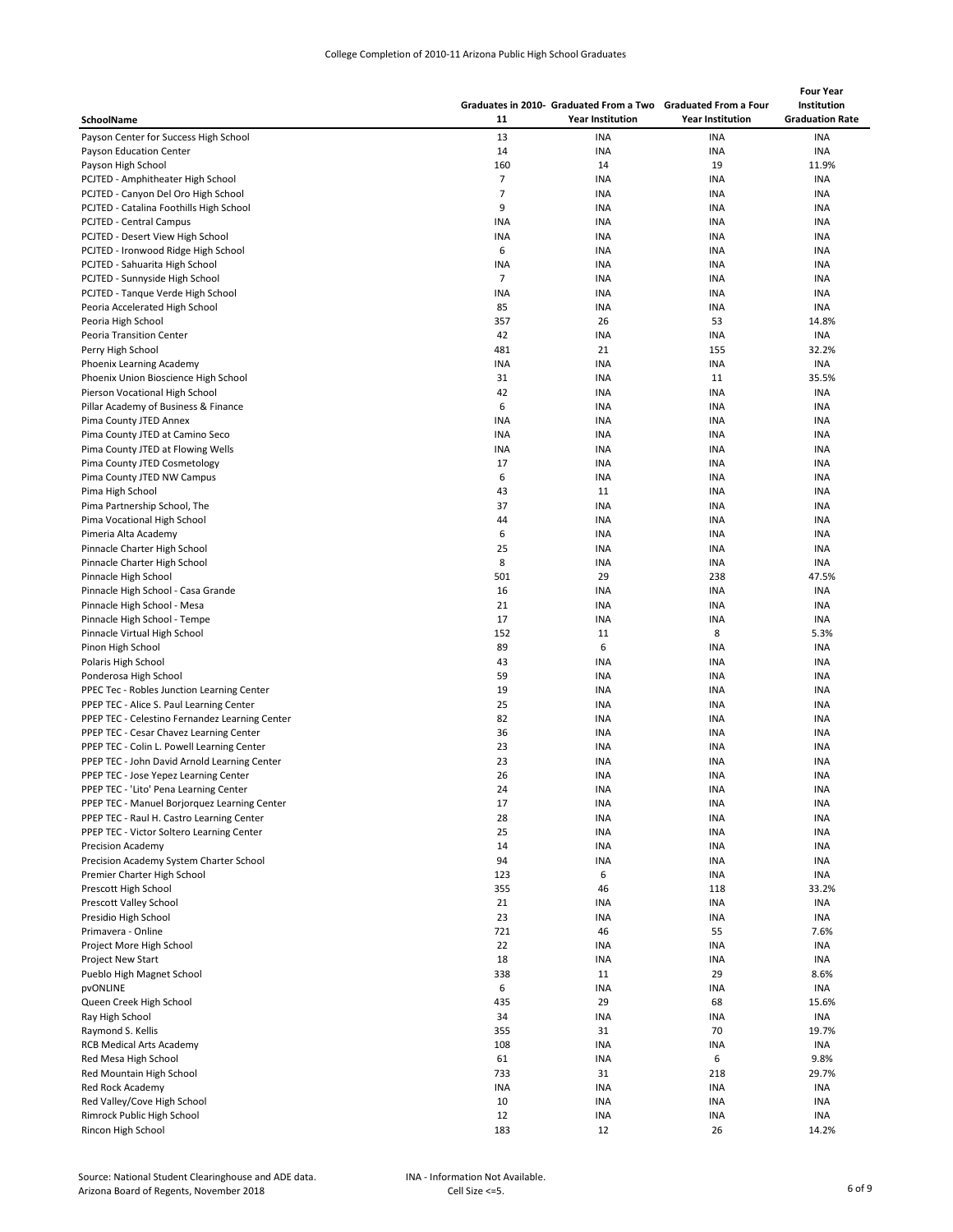| SchoolName | Graduates in 2010-11 | Graduated From a Two Year Institution | Graduated From a Four Year Institution | Four Year Institution Graduation Rate |
|---|---|---|---|---|
| Payson Center for Success High School | 13 | INA | INA | INA |
| Payson Education Center | 14 | INA | INA | INA |
| Payson High School | 160 | 14 | 19 | 11.9% |
| PCJTED - Amphitheater High School | 7 | INA | INA | INA |
| PCJTED - Canyon Del Oro High School | 7 | INA | INA | INA |
| PCJTED - Catalina Foothills High School | 9 | INA | INA | INA |
| PCJTED - Central Campus | INA | INA | INA | INA |
| PCJTED - Desert View High School | INA | INA | INA | INA |
| PCJTED - Ironwood Ridge High School | 6 | INA | INA | INA |
| PCJTED - Sahuarita High School | INA | INA | INA | INA |
| PCJTED - Sunnyside High School | 7 | INA | INA | INA |
| PCJTED - Tanque Verde High School | INA | INA | INA | INA |
| Peoria Accelerated High School | 85 | INA | INA | INA |
| Peoria High School | 357 | 26 | 53 | 14.8% |
| Peoria Transition Center | 42 | INA | INA | INA |
| Perry High School | 481 | 21 | 155 | 32.2% |
| Phoenix Learning Academy | INA | INA | INA | INA |
| Phoenix Union Bioscience High School | 31 | INA | 11 | 35.5% |
| Pierson Vocational High School | 42 | INA | INA | INA |
| Pillar Academy of Business & Finance | 6 | INA | INA | INA |
| Pima County JTED Annex | INA | INA | INA | INA |
| Pima County JTED at Camino Seco | INA | INA | INA | INA |
| Pima County JTED at Flowing Wells | INA | INA | INA | INA |
| Pima County JTED Cosmetology | 17 | INA | INA | INA |
| Pima County JTED NW Campus | 6 | INA | INA | INA |
| Pima High School | 43 | 11 | INA | INA |
| Pima Partnership School, The | 37 | INA | INA | INA |
| Pima Vocational High School | 44 | INA | INA | INA |
| Pimeria Alta Academy | 6 | INA | INA | INA |
| Pinnacle Charter High School | 25 | INA | INA | INA |
| Pinnacle Charter High School | 8 | INA | INA | INA |
| Pinnacle High School | 501 | 29 | 238 | 47.5% |
| Pinnacle High School - Casa Grande | 16 | INA | INA | INA |
| Pinnacle High School - Mesa | 21 | INA | INA | INA |
| Pinnacle High School - Tempe | 17 | INA | INA | INA |
| Pinnacle Virtual High School | 152 | 11 | 8 | 5.3% |
| Pinon High School | 89 | 6 | INA | INA |
| Polaris High School | 43 | INA | INA | INA |
| Ponderosa High School | 59 | INA | INA | INA |
| PPEC Tec - Robles Junction Learning Center | 19 | INA | INA | INA |
| PPEP TEC - Alice S. Paul Learning Center | 25 | INA | INA | INA |
| PPEP TEC - Celestino Fernandez Learning Center | 82 | INA | INA | INA |
| PPEP TEC - Cesar Chavez Learning Center | 36 | INA | INA | INA |
| PPEP TEC - Colin L. Powell Learning Center | 23 | INA | INA | INA |
| PPEP TEC - John David Arnold Learning Center | 23 | INA | INA | INA |
| PPEP TEC - Jose Yepez Learning Center | 26 | INA | INA | INA |
| PPEP TEC - 'Lito' Pena Learning Center | 24 | INA | INA | INA |
| PPEP TEC - Manuel Borjorquez Learning Center | 17 | INA | INA | INA |
| PPEP TEC - Raul H. Castro Learning Center | 28 | INA | INA | INA |
| PPEP TEC - Victor Soltero Learning Center | 25 | INA | INA | INA |
| Precision Academy | 14 | INA | INA | INA |
| Precision Academy System Charter School | 94 | INA | INA | INA |
| Premier Charter High School | 123 | 6 | INA | INA |
| Prescott High School | 355 | 46 | 118 | 33.2% |
| Prescott Valley School | 21 | INA | INA | INA |
| Presidio High School | 23 | INA | INA | INA |
| Primavera - Online | 721 | 46 | 55 | 7.6% |
| Project More High School | 22 | INA | INA | INA |
| Project New Start | 18 | INA | INA | INA |
| Pueblo High Magnet School | 338 | 11 | 29 | 8.6% |
| pvONLINE | 6 | INA | INA | INA |
| Queen Creek High School | 435 | 29 | 68 | 15.6% |
| Ray High School | 34 | INA | INA | INA |
| Raymond S. Kellis | 355 | 31 | 70 | 19.7% |
| RCB Medical Arts Academy | 108 | INA | INA | INA |
| Red Mesa High School | 61 | INA | 6 | 9.8% |
| Red Mountain High School | 733 | 31 | 218 | 29.7% |
| Red Rock Academy | INA | INA | INA | INA |
| Red Valley/Cove High School | 10 | INA | INA | INA |
| Rimrock Public High School | 12 | INA | INA | INA |
| Rincon High School | 183 | 12 | 26 | 14.2% |

Source: National Student Clearinghouse and ADE data.
Arizona Board of Regents, November 2018

INA - Information Not Available.
Cell Size <=5.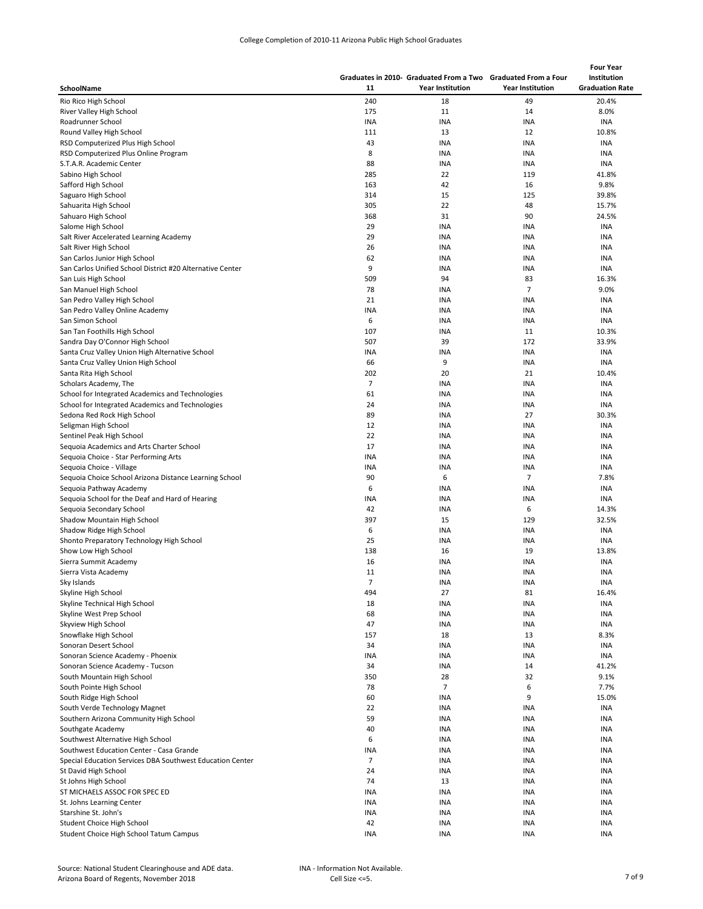| SchoolName | Graduates in 2010-11 | Graduated From a Two Year Institution | Graduated From a Four Year Institution | Four Year Institution Graduation Rate |
|---|---|---|---|---|
| Rio Rico High School | 240 | 18 | 49 | 20.4% |
| River Valley High School | 175 | 11 | 14 | 8.0% |
| Roadrunner School | INA | INA | INA | INA |
| Round Valley High School | 111 | 13 | 12 | 10.8% |
| RSD Computerized Plus High School | 43 | INA | INA | INA |
| RSD Computerized Plus Online Program | 8 | INA | INA | INA |
| S.T.A.R. Academic Center | 88 | INA | INA | INA |
| Sabino High School | 285 | 22 | 119 | 41.8% |
| Safford High School | 163 | 42 | 16 | 9.8% |
| Saguaro High School | 314 | 15 | 125 | 39.8% |
| Sahuarita High School | 305 | 22 | 48 | 15.7% |
| Sahuaro High School | 368 | 31 | 90 | 24.5% |
| Salome High School | 29 | INA | INA | INA |
| Salt River Accelerated Learning Academy | 29 | INA | INA | INA |
| Salt River High School | 26 | INA | INA | INA |
| San Carlos Junior High School | 62 | INA | INA | INA |
| San Carlos Unified School District #20 Alternative Center | 9 | INA | INA | INA |
| San Luis High School | 509 | 94 | 83 | 16.3% |
| San Manuel High School | 78 | INA | 7 | 9.0% |
| San Pedro Valley High School | 21 | INA | INA | INA |
| San Pedro Valley Online Academy | INA | INA | INA | INA |
| San Simon School | 6 | INA | INA | INA |
| San Tan Foothills High School | 107 | INA | 11 | 10.3% |
| Sandra Day O'Connor High School | 507 | 39 | 172 | 33.9% |
| Santa Cruz Valley Union High Alternative School | INA | INA | INA | INA |
| Santa Cruz Valley Union High School | 66 | 9 | INA | INA |
| Santa Rita High School | 202 | 20 | 21 | 10.4% |
| Scholars Academy, The | 7 | INA | INA | INA |
| School for Integrated Academics and Technologies | 61 | INA | INA | INA |
| School for Integrated Academics and Technologies | 24 | INA | INA | INA |
| Sedona Red Rock High School | 89 | INA | 27 | 30.3% |
| Seligman High School | 12 | INA | INA | INA |
| Sentinel Peak High School | 22 | INA | INA | INA |
| Sequoia Academics and Arts Charter School | 17 | INA | INA | INA |
| Sequoia Choice - Star Performing Arts | INA | INA | INA | INA |
| Sequoia Choice - Village | INA | INA | INA | INA |
| Sequoia Choice School Arizona Distance Learning School | 90 | 6 | 7 | 7.8% |
| Sequoia Pathway Academy | 6 | INA | INA | INA |
| Sequoia School for the Deaf and Hard of Hearing | INA | INA | INA | INA |
| Sequoia Secondary School | 42 | INA | 6 | 14.3% |
| Shadow Mountain High School | 397 | 15 | 129 | 32.5% |
| Shadow Ridge High School | 6 | INA | INA | INA |
| Shonto Preparatory Technology High School | 25 | INA | INA | INA |
| Show Low High School | 138 | 16 | 19 | 13.8% |
| Sierra Summit Academy | 16 | INA | INA | INA |
| Sierra Vista Academy | 11 | INA | INA | INA |
| Sky Islands | 7 | INA | INA | INA |
| Skyline High School | 494 | 27 | 81 | 16.4% |
| Skyline Technical High School | 18 | INA | INA | INA |
| Skyline West Prep School | 68 | INA | INA | INA |
| Skyview High School | 47 | INA | INA | INA |
| Snowflake High School | 157 | 18 | 13 | 8.3% |
| Sonoran Desert School | 34 | INA | INA | INA |
| Sonoran Science Academy - Phoenix | INA | INA | INA | INA |
| Sonoran Science Academy - Tucson | 34 | INA | 14 | 41.2% |
| South Mountain High School | 350 | 28 | 32 | 9.1% |
| South Pointe High School | 78 | 7 | 6 | 7.7% |
| South Ridge High School | 60 | INA | 9 | 15.0% |
| South Verde Technology Magnet | 22 | INA | INA | INA |
| Southern Arizona Community High School | 59 | INA | INA | INA |
| Southgate Academy | 40 | INA | INA | INA |
| Southwest Alternative High School | 6 | INA | INA | INA |
| Southwest Education Center - Casa Grande | INA | INA | INA | INA |
| Special Education Services DBA Southwest Education Center | 7 | INA | INA | INA |
| St David High School | 24 | INA | INA | INA |
| St Johns High School | 74 | 13 | INA | INA |
| ST MICHAELS ASSOC FOR SPEC ED | INA | INA | INA | INA |
| St. Johns Learning Center | INA | INA | INA | INA |
| Starshine St. John's | INA | INA | INA | INA |
| Student Choice High School | 42 | INA | INA | INA |
| Student Choice High School Tatum Campus | INA | INA | INA | INA |

Source: National Student Clearinghouse and ADE data.
Arizona Board of Regents, November 2018

INA - Information Not Available.
Cell Size <=5.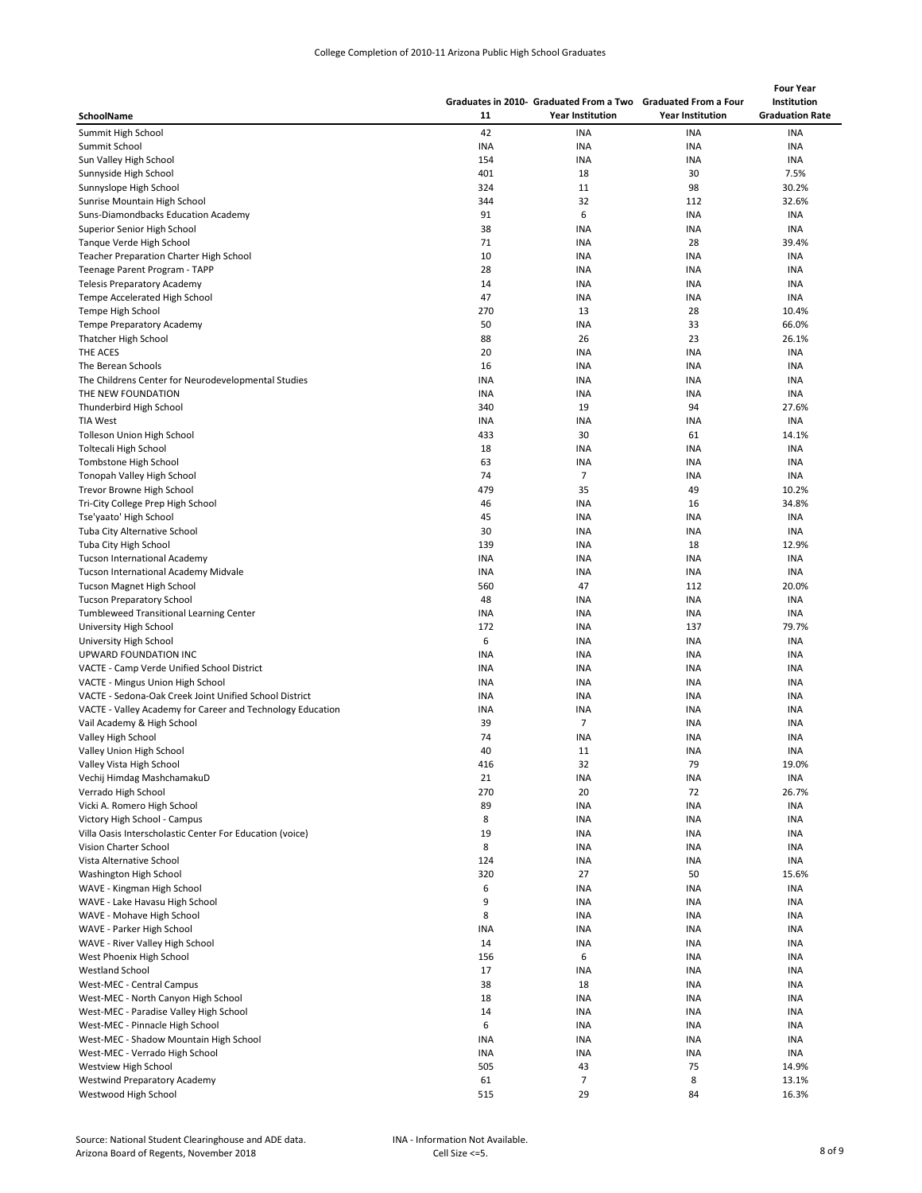College Completion of 2010-11 Arizona Public High School Graduates

| SchoolName | Graduates in 2010-11 | Graduated From a Two Year Institution | Graduated From a Four Year Institution | Four Year Institution Graduation Rate |
|---|---|---|---|---|
| Summit High School | 42 | INA | INA | INA |
| Summit School | INA | INA | INA | INA |
| Sun Valley High School | 154 | INA | INA | INA |
| Sunnyside High School | 401 | 18 | 30 | 7.5% |
| Sunnyslope High School | 324 | 11 | 98 | 30.2% |
| Sunrise Mountain High School | 344 | 32 | 112 | 32.6% |
| Suns-Diamondbacks Education Academy | 91 | 6 | INA | INA |
| Superior Senior High School | 38 | INA | INA | INA |
| Tanque Verde High School | 71 | INA | 28 | 39.4% |
| Teacher Preparation Charter High School | 10 | INA | INA | INA |
| Teenage Parent Program - TAPP | 28 | INA | INA | INA |
| Telesis Preparatory Academy | 14 | INA | INA | INA |
| Tempe Accelerated High School | 47 | INA | INA | INA |
| Tempe High School | 270 | 13 | 28 | 10.4% |
| Tempe Preparatory Academy | 50 | INA | 33 | 66.0% |
| Thatcher High School | 88 | 26 | 23 | 26.1% |
| THE ACES | 20 | INA | INA | INA |
| The Berean Schools | 16 | INA | INA | INA |
| The Childrens Center for Neurodevelopmental Studies | INA | INA | INA | INA |
| THE NEW FOUNDATION | INA | INA | INA | INA |
| Thunderbird High School | 340 | 19 | 94 | 27.6% |
| TIA West | INA | INA | INA | INA |
| Tolleson Union High School | 433 | 30 | 61 | 14.1% |
| Toltecali High School | 18 | INA | INA | INA |
| Tombstone High School | 63 | INA | INA | INA |
| Tonopah Valley High School | 74 | 7 | INA | INA |
| Trevor Browne High School | 479 | 35 | 49 | 10.2% |
| Tri-City College Prep High School | 46 | INA | 16 | 34.8% |
| Tse'yaato' High School | 45 | INA | INA | INA |
| Tuba City Alternative School | 30 | INA | INA | INA |
| Tuba City High School | 139 | INA | 18 | 12.9% |
| Tucson International Academy | INA | INA | INA | INA |
| Tucson International Academy Midvale | INA | INA | INA | INA |
| Tucson Magnet High School | 560 | 47 | 112 | 20.0% |
| Tucson Preparatory School | 48 | INA | INA | INA |
| Tumbleweed Transitional Learning Center | INA | INA | INA | INA |
| University High School | 172 | INA | 137 | 79.7% |
| University High School | 6 | INA | INA | INA |
| UPWARD FOUNDATION INC | INA | INA | INA | INA |
| VACTE - Camp Verde Unified School District | INA | INA | INA | INA |
| VACTE - Mingus Union High School | INA | INA | INA | INA |
| VACTE - Sedona-Oak Creek Joint Unified School District | INA | INA | INA | INA |
| VACTE - Valley Academy for Career and Technology Education | INA | INA | INA | INA |
| Vail Academy & High School | 39 | 7 | INA | INA |
| Valley High School | 74 | INA | INA | INA |
| Valley Union High School | 40 | 11 | INA | INA |
| Valley Vista High School | 416 | 32 | 79 | 19.0% |
| Vechij Himdag MashchamakuD | 21 | INA | INA | INA |
| Verrado High School | 270 | 20 | 72 | 26.7% |
| Vicki A. Romero High School | 89 | INA | INA | INA |
| Victory High School - Campus | 8 | INA | INA | INA |
| Villa Oasis Interscholastic Center For Education (voice) | 19 | INA | INA | INA |
| Vision Charter School | 8 | INA | INA | INA |
| Vista Alternative School | 124 | INA | INA | INA |
| Washington High School | 320 | 27 | 50 | 15.6% |
| WAVE - Kingman High School | 6 | INA | INA | INA |
| WAVE - Lake Havasu High School | 9 | INA | INA | INA |
| WAVE - Mohave High School | 8 | INA | INA | INA |
| WAVE - Parker High School | INA | INA | INA | INA |
| WAVE - River Valley High School | 14 | INA | INA | INA |
| West Phoenix High School | 156 | 6 | INA | INA |
| Westland School | 17 | INA | INA | INA |
| West-MEC - Central Campus | 38 | 18 | INA | INA |
| West-MEC - North Canyon High School | 18 | INA | INA | INA |
| West-MEC - Paradise Valley High School | 14 | INA | INA | INA |
| West-MEC - Pinnacle High School | 6 | INA | INA | INA |
| West-MEC - Shadow Mountain High School | INA | INA | INA | INA |
| West-MEC - Verrado High School | INA | INA | INA | INA |
| Westview High School | 505 | 43 | 75 | 14.9% |
| Westwind Preparatory Academy | 61 | 7 | 8 | 13.1% |
| Westwood High School | 515 | 29 | 84 | 16.3% |

Source: National Student Clearinghouse and ADE data.
Arizona Board of Regents, November 2018

INA - Information Not Available.
Cell Size <=5.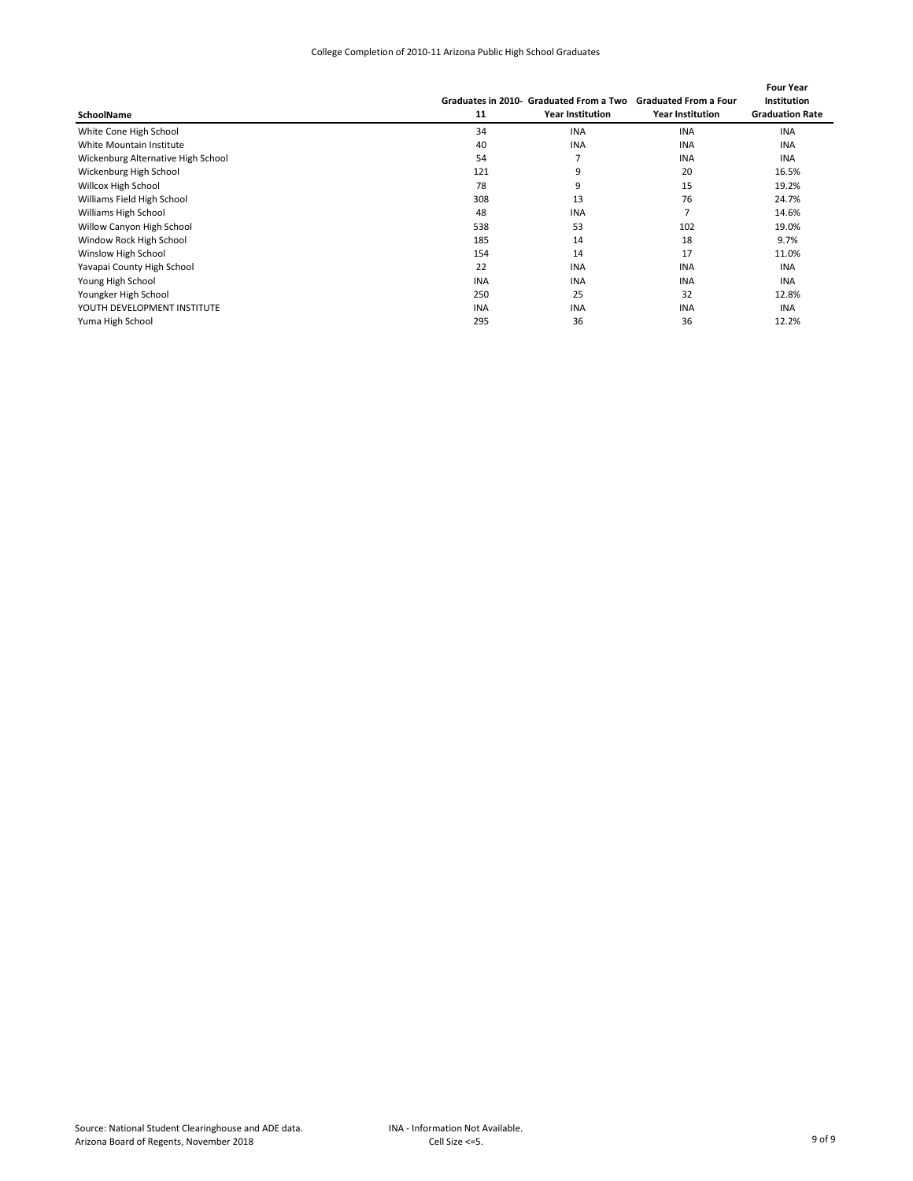| SchoolName | Graduates in 2010-11 | Graduated From a Two Year Institution | Graduated From a Four Year Institution | Four Year Institution Graduation Rate |
|---|---|---|---|---|
| White Cone High School | 34 | INA | INA | INA |
| White Mountain Institute | 40 | INA | INA | INA |
| Wickenburg Alternative High School | 54 | 7 | INA | INA |
| Wickenburg High School | 121 | 9 | 20 | 16.5% |
| Willcox High School | 78 | 9 | 15 | 19.2% |
| Williams Field High School | 308 | 13 | 76 | 24.7% |
| Williams High School | 48 | INA | 7 | 14.6% |
| Willow Canyon High School | 538 | 53 | 102 | 19.0% |
| Window Rock High School | 185 | 14 | 18 | 9.7% |
| Winslow High School | 154 | 14 | 17 | 11.0% |
| Yavapai County High School | 22 | INA | INA | INA |
| Young High School | INA | INA | INA | INA |
| Youngker High School | 250 | 25 | 32 | 12.8% |
| YOUTH DEVELOPMENT INSTITUTE | INA | INA | INA | INA |
| Yuma High School | 295 | 36 | 36 | 12.2% |

Source: National Student Clearinghouse and ADE data.
Arizona Board of Regents, November 2018

INA - Information Not Available.
Cell Size <=5.